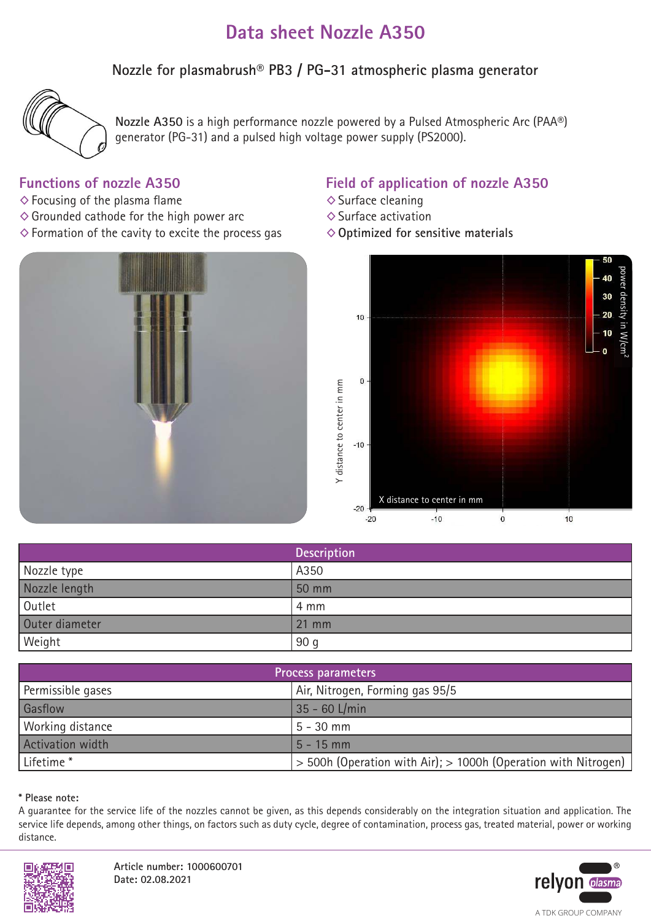# Data sheet Nozzle A350

## Nozzle for plasmabrush® PB3 / PG-31 atmospheric plasma generator

**Nozzle A350** is a high performance nozzle powered by a Pulsed Atmospheric Arc (PAA®) generator (PG-31) and a pulsed high voltage power supply (PS2000).

## Functions of nozzle A350

- ◇ Focusing of the plasma flame
- ◇ Grounded cathode for the high power arc
- ◇ Formation of the cavity to excite the process gas

## Field of application of nozzle A350

- ◇ Surface cleaning
- ◇ Surface activation
- ◇ **Optimized for sensitive materials**

| Description | |
|---|---|
| Nozzle type | A350 |
| Nozzle length | 50 mm |
| Outlet | 4 mm |
| Outer diameter | 21 mm |
| Weight | 90 g |

| Process parameters | |
|---|---|
| Permissible gases | Air, Nitrogen, Forming gas 95/5 |
| Gasflow | 35 - 60 L/min |
| Working distance | 5 - 30 mm |
| Activation width | 5 - 15 mm |
| Lifetime * | > 500h (Operation with Air); > 1000h (Operation with Nitrogen) |

**\* Please note:**
A guarantee for the service life of the nozzles cannot be given, as this depends considerably on the integration situation and application. The service life depends, among other things, on factors such as duty cycle, degree of contamination, process gas, treated material, power or working distance.

**Article number: 1000600701**
**Date: 02.08.2021**

relyon plasma®
A TDK GROUP COMPANY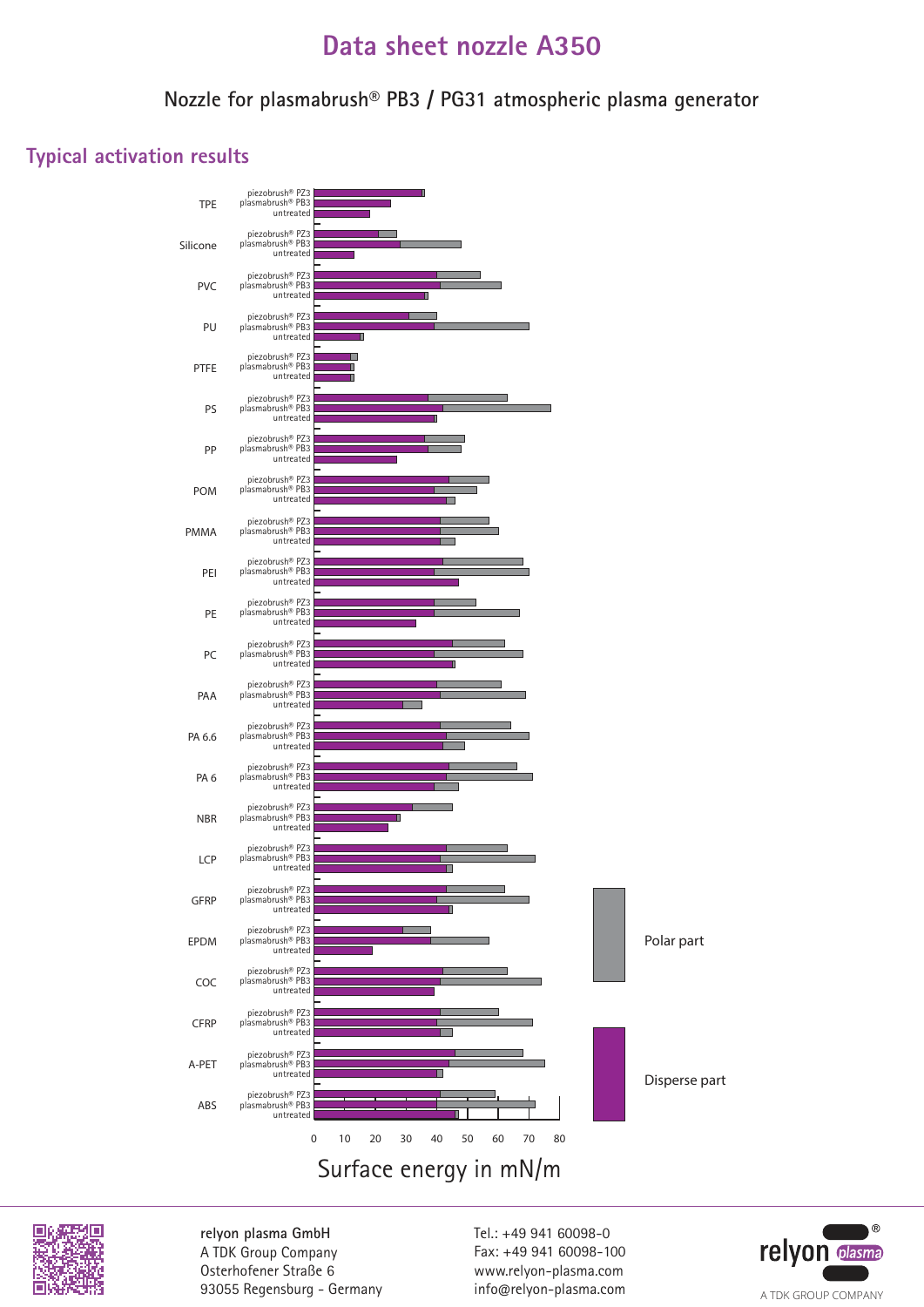# Data sheet nozzle A350

Nozzle for plasmabrush® PB3 / PG31 atmospheric plasma generator

## Typical activation results

TPE
Silicone
PVC
PU
PTFE
PS
PP
POM
PMMA
PEI
PE
PC
PAA
PA 6.6
PA 6
NBR
LCP
GFRP
EPDM
COC
CFRP
A-PET
ABS

piezobrush® PZ3
plasmabrush® PB3
untreated

0 10 20 30 40 50 60 70 80

Surface energy in mN/m

Polar part

Disperse part

**relyon plasma GmbH**
A TDK Group Company
Osterhofener Straße 6
93055 Regensburg - Germany

Tel.: +49 941 60098-0
Fax: +49 941 60098-100
www.relyon-plasma.com
info@relyon-plasma.com

relyon plasma®
A TDK GROUP COMPANY